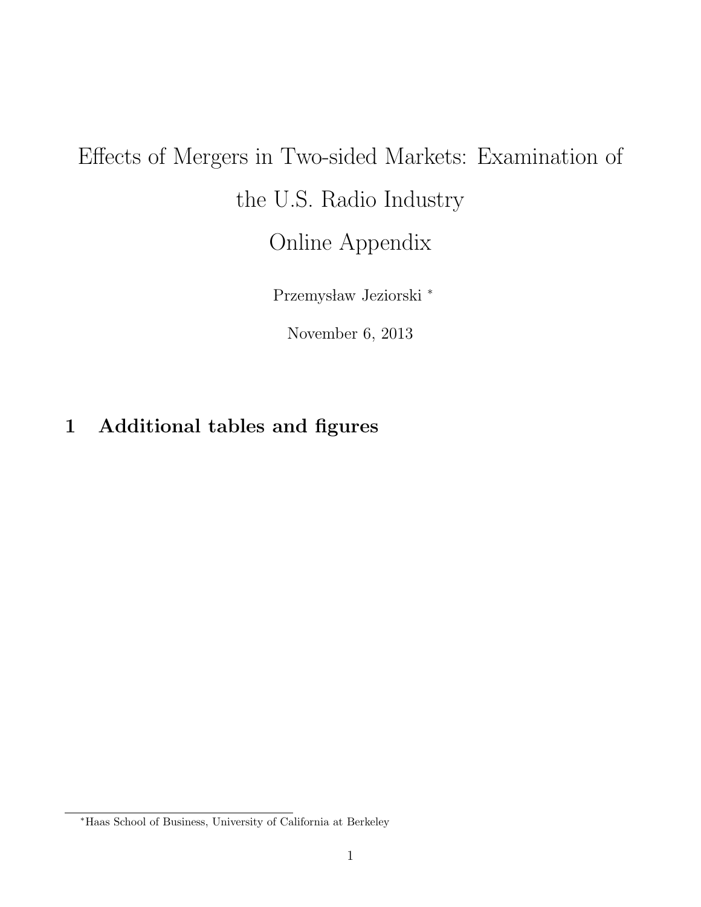# Effects of Mergers in Two-sided Markets: Examination of the U.S. Radio Industry

# Online Appendix

Przemysław Jeziorski [*]

November 6, 2013

## 1 Additional tables and figures

[*] Haas School of Business, University of California at Berkeley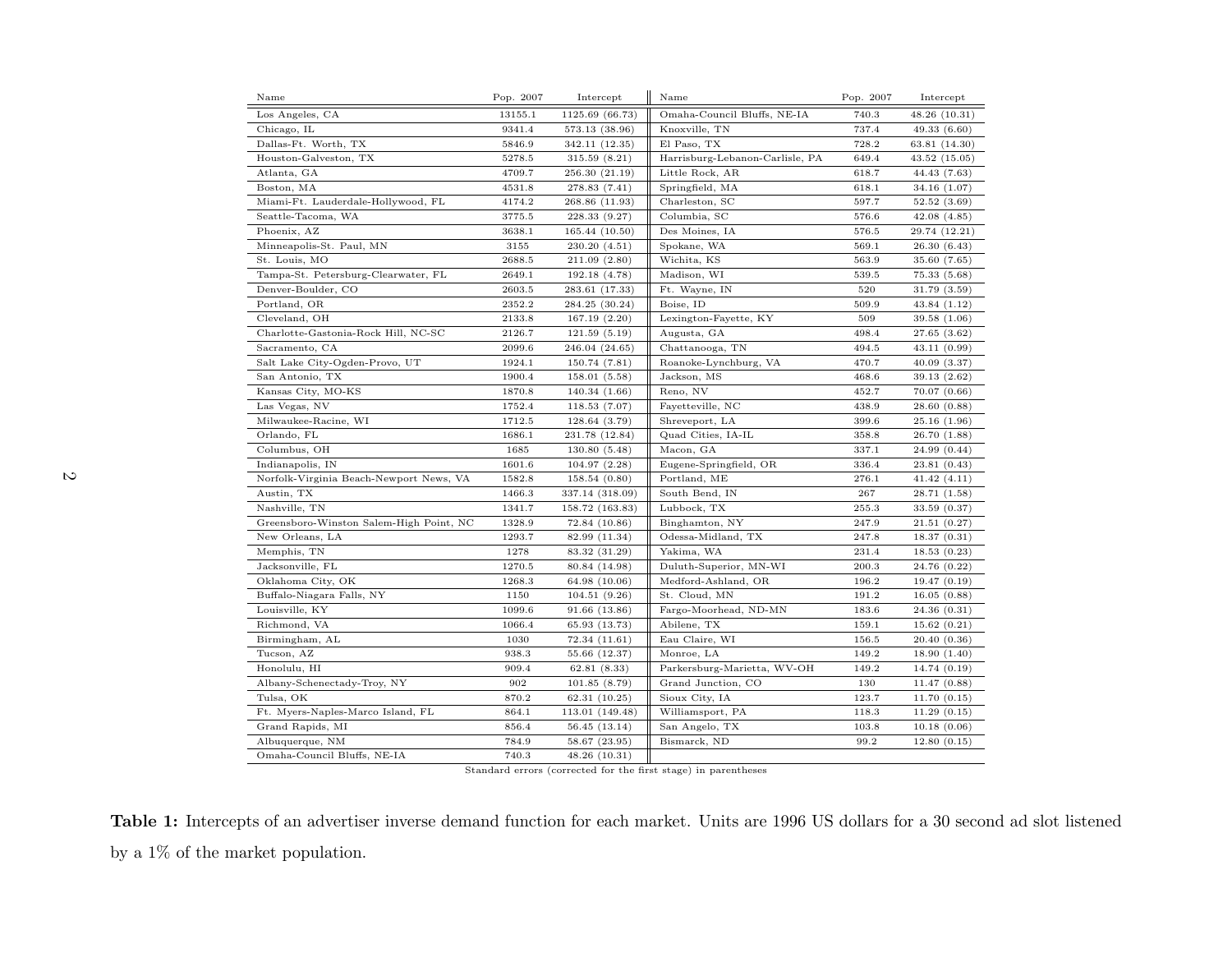| Name | Pop. 2007 | Intercept | Name | Pop. 2007 | Intercept |
|---|---|---|---|---|---|
| Los Angeles, CA | 13155.1 | 1125.69 (66.73) | Omaha-Council Bluffs, NE-IA | 740.3 | 48.26 (10.31) |
| Chicago, IL | 9341.4 | 573.13 (38.96) | Knoxville, TN | 737.4 | 49.33 (6.60) |
| Dallas-Ft. Worth, TX | 5846.9 | 342.11 (12.35) | El Paso, TX | 728.2 | 63.81 (14.30) |
| Houston-Galveston, TX | 5278.5 | 315.59 (8.21) | Harrisburg-Lebanon-Carlisle, PA | 649.4 | 43.52 (15.05) |
| Atlanta, GA | 4709.7 | 256.30 (21.19) | Little Rock, AR | 618.7 | 44.43 (7.63) |
| Boston, MA | 4531.8 | 278.83 (7.41) | Springfield, MA | 618.1 | 34.16 (1.07) |
| Miami-Ft. Lauderdale-Hollywood, FL | 4174.2 | 268.86 (11.93) | Charleston, SC | 597.7 | 52.52 (3.69) |
| Seattle-Tacoma, WA | 3775.5 | 228.33 (9.27) | Columbia, SC | 576.6 | 42.08 (4.85) |
| Phoenix, AZ | 3638.1 | 165.44 (10.50) | Des Moines, IA | 576.5 | 29.74 (12.21) |
| Minneapolis-St. Paul, MN | 3155 | 230.20 (4.51) | Spokane, WA | 569.1 | 26.30 (6.43) |
| St. Louis, MO | 2688.5 | 211.09 (2.80) | Wichita, KS | 563.9 | 35.60 (7.65) |
| Tampa-St. Petersburg-Clearwater, FL | 2649.1 | 192.18 (4.78) | Madison, WI | 539.5 | 75.33 (5.68) |
| Denver-Boulder, CO | 2603.5 | 283.61 (17.33) | Ft. Wayne, IN | 520 | 31.79 (3.59) |
| Portland, OR | 2352.2 | 284.25 (30.24) | Boise, ID | 509.9 | 43.84 (1.12) |
| Cleveland, OH | 2133.8 | 167.19 (2.20) | Lexington-Fayette, KY | 509 | 39.58 (1.06) |
| Charlotte-Gastonia-Rock Hill, NC-SC | 2126.7 | 121.59 (5.19) | Augusta, GA | 498.4 | 27.65 (3.62) |
| Sacramento, CA | 2099.6 | 246.04 (24.65) | Chattanooga, TN | 494.5 | 43.11 (0.99) |
| Salt Lake City-Ogden-Provo, UT | 1924.1 | 150.74 (7.81) | Roanoke-Lynchburg, VA | 470.7 | 40.09 (3.37) |
| San Antonio, TX | 1900.4 | 158.01 (5.58) | Jackson, MS | 468.6 | 39.13 (2.62) |
| Kansas City, MO-KS | 1870.8 | 140.34 (1.66) | Reno, NV | 452.7 | 70.07 (0.66) |
| Las Vegas, NV | 1752.4 | 118.53 (7.07) | Fayetteville, NC | 438.9 | 28.60 (0.88) |
| Milwaukee-Racine, WI | 1712.5 | 128.64 (3.79) | Shreveport, LA | 399.6 | 25.16 (1.96) |
| Orlando, FL | 1686.1 | 231.78 (12.84) | Quad Cities, IA-IL | 358.8 | 26.70 (1.88) |
| Columbus, OH | 1685 | 130.80 (5.48) | Macon, GA | 337.1 | 24.99 (0.44) |
| Indianapolis, IN | 1601.6 | 104.97 (2.28) | Eugene-Springfield, OR | 336.4 | 23.81 (0.43) |
| Norfolk-Virginia Beach-Newport News, VA | 1582.8 | 158.54 (0.80) | Portland, ME | 276.1 | 41.42 (4.11) |
| Austin, TX | 1466.3 | 337.14 (318.09) | South Bend, IN | 267 | 28.71 (1.58) |
| Nashville, TN | 1341.7 | 158.72 (163.83) | Lubbock, TX | 255.3 | 33.59 (0.37) |
| Greensboro-Winston Salem-High Point, NC | 1328.9 | 72.84 (10.86) | Binghamton, NY | 247.9 | 21.51 (0.27) |
| New Orleans, LA | 1293.7 | 82.99 (11.34) | Odessa-Midland, TX | 247.8 | 18.37 (0.31) |
| Memphis, TN | 1278 | 83.32 (31.29) | Yakima, WA | 231.4 | 18.53 (0.23) |
| Jacksonville, FL | 1270.5 | 80.84 (14.98) | Duluth-Superior, MN-WI | 200.3 | 24.76 (0.22) |
| Oklahoma City, OK | 1268.3 | 64.98 (10.06) | Medford-Ashland, OR | 196.2 | 19.47 (0.19) |
| Buffalo-Niagara Falls, NY | 1150 | 104.51 (9.26) | St. Cloud, MN | 191.2 | 16.05 (0.88) |
| Louisville, KY | 1099.6 | 91.66 (13.86) | Fargo-Moorhead, ND-MN | 183.6 | 24.36 (0.31) |
| Richmond, VA | 1066.4 | 65.93 (13.73) | Abilene, TX | 159.1 | 15.62 (0.21) |
| Birmingham, AL | 1030 | 72.34 (11.61) | Eau Claire, WI | 156.5 | 20.40 (0.36) |
| Tucson, AZ | 938.3 | 55.66 (12.37) | Monroe, LA | 149.2 | 18.90 (1.40) |
| Honolulu, HI | 909.4 | 62.81 (8.33) | Parkersburg-Marietta, WV-OH | 149.2 | 14.74 (0.19) |
| Albany-Schenectady-Troy, NY | 902 | 101.85 (8.79) | Grand Junction, CO | 130 | 11.47 (0.88) |
| Tulsa, OK | 870.2 | 62.31 (10.25) | Sioux City, IA | 123.7 | 11.70 (0.15) |
| Ft. Myers-Naples-Marco Island, FL | 864.1 | 113.01 (149.48) | Williamsport, PA | 118.3 | 11.29 (0.15) |
| Grand Rapids, MI | 856.4 | 56.45 (13.14) | San Angelo, TX | 103.8 | 10.18 (0.06) |
| Albuquerque, NM | 784.9 | 58.67 (23.95) | Bismarck, ND | 99.2 | 12.80 (0.15) |
| Omaha-Council Bluffs, NE-IA | 740.3 | 48.26 (10.31) | | | |

Standard errors (corrected for the first stage) in parentheses

**Table 1:** Intercepts of an advertiser inverse demand function for each market. Units are 1996 US dollars for a 30 second ad slot listened by a 1% of the market population.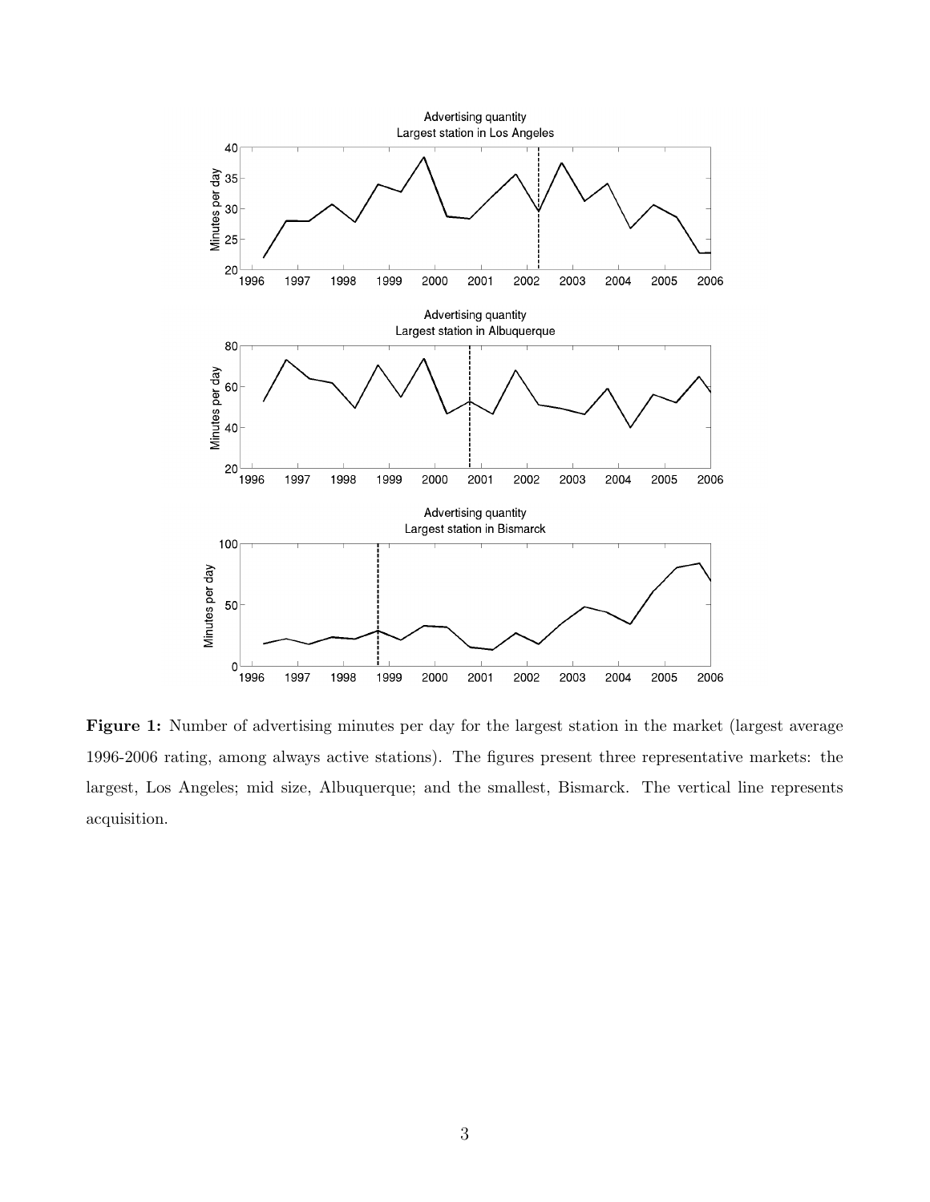**Figure 1:** Number of advertising minutes per day for the largest station in the market (largest average 1996-2006 rating, among always active stations). The figures present three representative markets: the largest, Los Angeles; mid size, Albuquerque; and the smallest, Bismarck. The vertical line represents acquisition.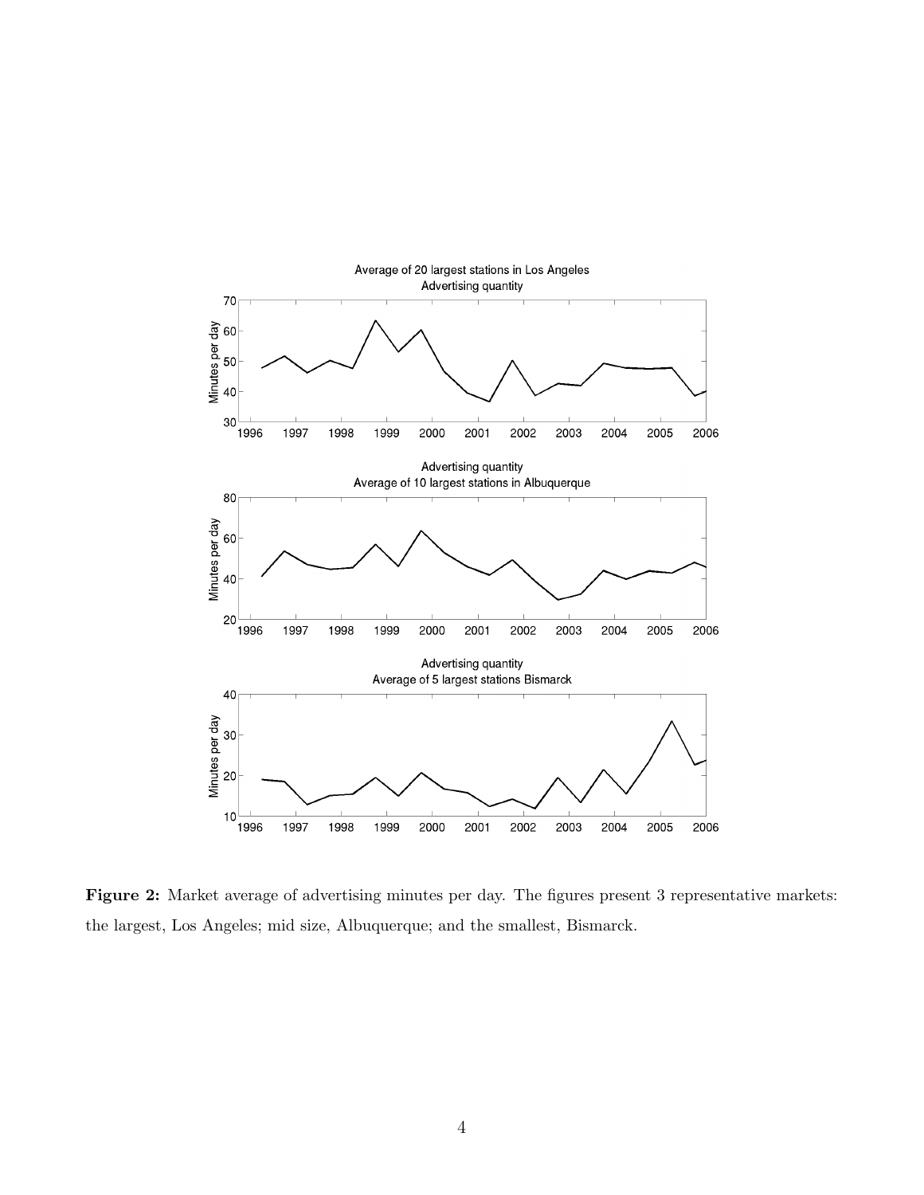**Figure 2:** Market average of advertising minutes per day. The figures present 3 representative markets: the largest, Los Angeles; mid size, Albuquerque; and the smallest, Bismarck.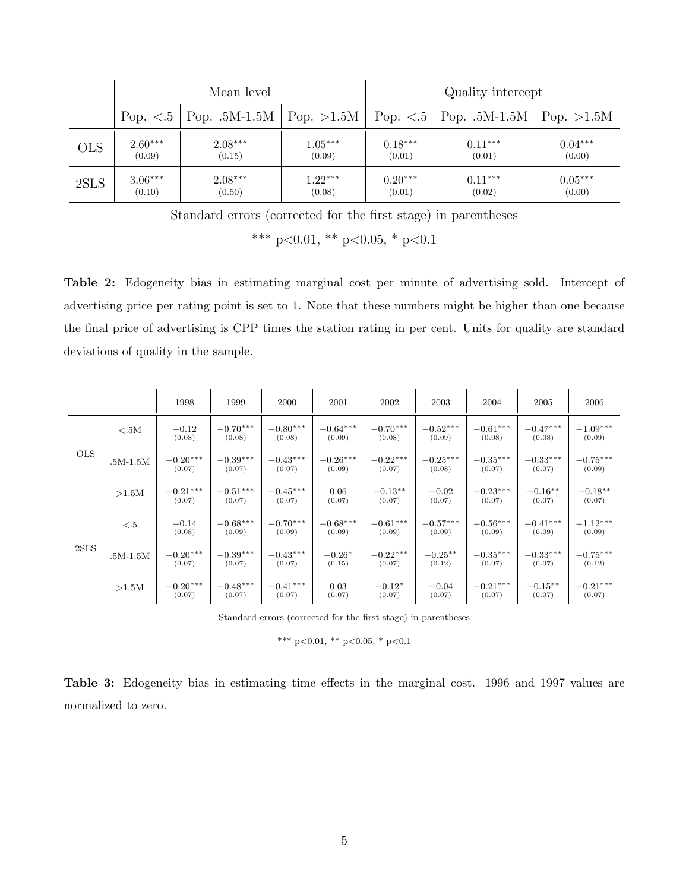| | Mean level | | | Quality intercept | | |
|---|---|---|---|---|---|---|
| | Pop. <.5 | Pop. .5M-1.5M | Pop. >1.5M | Pop. <.5 | Pop. .5M-1.5M | Pop. >1.5M |
| OLS | $2.60^{***}$ (0.09) | $2.08^{***}$ (0.15) | $1.05^{***}$ (0.09) | $0.18^{***}$ (0.01) | $0.11^{***}$ (0.01) | $0.04^{***}$ (0.00) |
| 2SLS | $3.06^{***}$ (0.10) | $2.08^{***}$ (0.50) | $1.22^{***}$ (0.08) | $0.20^{***}$ (0.01) | $0.11^{***}$ (0.02) | $0.05^{***}$ (0.00) |

Standard errors (corrected for the first stage) in parentheses

*** p<0.01, ** p<0.05, * p<0.1

**Table 2:** Edogeneity bias in estimating marginal cost per minute of advertising sold. Intercept of advertising price per rating point is set to 1. Note that these numbers might be higher than one because the final price of advertising is CPP times the station rating in per cent. Units for quality are standard deviations of quality in the sample.

| | | 1998 | 1999 | 2000 | 2001 | 2002 | 2003 | 2004 | 2005 | 2006 |
|---|---|---|---|---|---|---|---|---|---|---|
| OLS | <.5M | −0.12 (0.08) | $-0.70^{***}$ (0.08) | $-0.80^{***}$ (0.08) | $-0.64^{***}$ (0.09) | $-0.70^{***}$ (0.08) | $-0.52^{***}$ (0.09) | $-0.61^{***}$ (0.08) | $-0.47^{***}$ (0.08) | $-1.09^{***}$ (0.09) |
| | .5M-1.5M | $-0.20^{***}$ (0.07) | $-0.39^{***}$ (0.07) | $-0.43^{***}$ (0.07) | $-0.26^{***}$ (0.09) | $-0.22^{***}$ (0.07) | $-0.25^{***}$ (0.08) | $-0.35^{***}$ (0.07) | $-0.33^{***}$ (0.07) | $-0.75^{***}$ (0.09) |
| | >1.5M | $-0.21^{***}$ (0.07) | $-0.51^{***}$ (0.07) | $-0.45^{***}$ (0.07) | 0.06 (0.07) | $-0.13^{**}$ (0.07) | −0.02 (0.07) | $-0.23^{***}$ (0.07) | $-0.16^{**}$ (0.07) | $-0.18^{**}$ (0.07) |
| 2SLS | <.5 | −0.14 (0.08) | $-0.68^{***}$ (0.09) | $-0.70^{***}$ (0.09) | $-0.68^{***}$ (0.09) | $-0.61^{***}$ (0.09) | $-0.57^{***}$ (0.09) | $-0.56^{***}$ (0.09) | $-0.41^{***}$ (0.09) | $-1.12^{***}$ (0.09) |
| | .5M-1.5M | $-0.20^{***}$ (0.07) | $-0.39^{***}$ (0.07) | $-0.43^{***}$ (0.07) | $-0.26^{*}$ (0.15) | $-0.22^{***}$ (0.07) | $-0.25^{**}$ (0.12) | $-0.35^{***}$ (0.07) | $-0.33^{***}$ (0.07) | $-0.75^{***}$ (0.12) |
| | >1.5M | $-0.20^{***}$ (0.07) | $-0.48^{***}$ (0.07) | $-0.41^{***}$ (0.07) | 0.03 (0.07) | $-0.12^{*}$ (0.07) | −0.04 (0.07) | $-0.21^{***}$ (0.07) | $-0.15^{**}$ (0.07) | $-0.21^{***}$ (0.07) |

Standard errors (corrected for the first stage) in parentheses

*** p<0.01, ** p<0.05, * p<0.1

**Table 3:** Edogeneity bias in estimating time effects in the marginal cost. 1996 and 1997 values are normalized to zero.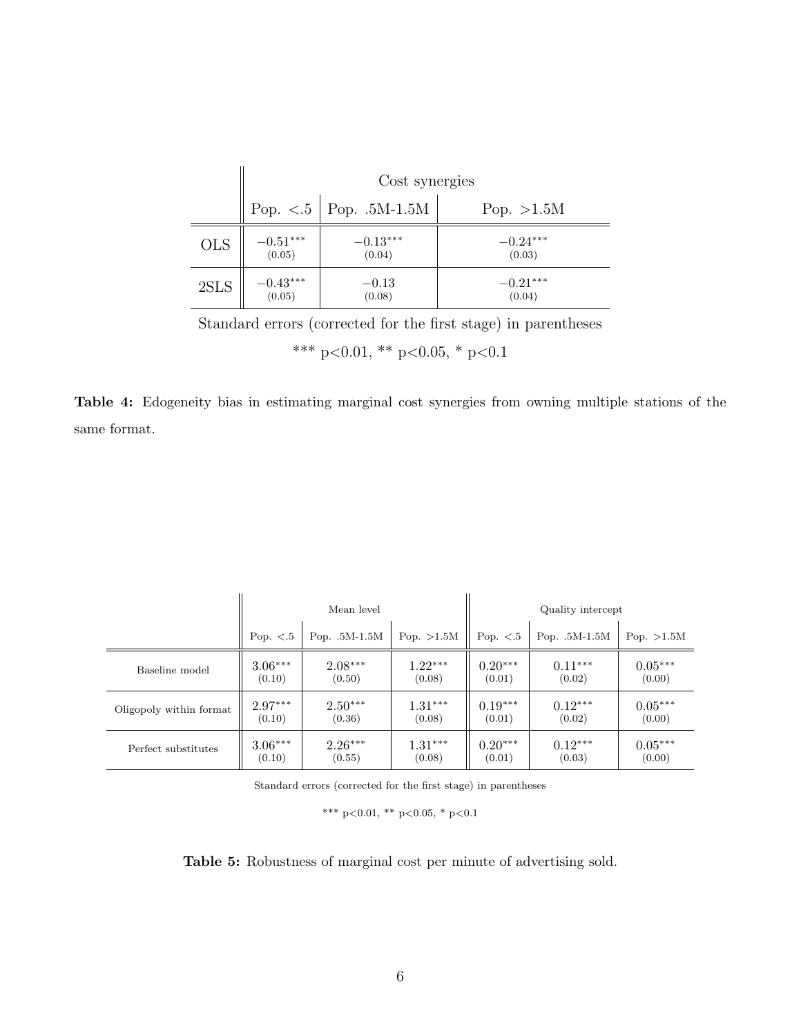| | Cost synergies | | |
|---|---|---|---|
| | Pop. <.5 | Pop. .5M-1.5M | Pop. >1.5M |
| OLS | $-0.51^{***}$ (0.05) | $-0.13^{***}$ (0.04) | $-0.24^{***}$ (0.03) |
| 2SLS | $-0.43^{***}$ (0.05) | $-0.13$ (0.08) | $-0.21^{***}$ (0.04) |

Standard errors (corrected for the first stage) in parentheses

*** p<0.01, ** p<0.05, * p<0.1

**Table 4:** Edogeneity bias in estimating marginal cost synergies from owning multiple stations of the same format.

| | Mean level | | | Quality intercept | | |
|---|---|---|---|---|---|---|
| | Pop. <.5 | Pop. .5M-1.5M | Pop. >1.5M | Pop. <.5 | Pop. .5M-1.5M | Pop. >1.5M |
| Baseline model | $3.06^{***}$ (0.10) | $2.08^{***}$ (0.50) | $1.22^{***}$ (0.08) | $0.20^{***}$ (0.01) | $0.11^{***}$ (0.02) | $0.05^{***}$ (0.00) |
| Oligopoly within format | $2.97^{***}$ (0.10) | $2.50^{***}$ (0.36) | $1.31^{***}$ (0.08) | $0.19^{***}$ (0.01) | $0.12^{***}$ (0.02) | $0.05^{***}$ (0.00) |
| Perfect substitutes | $3.06^{***}$ (0.10) | $2.26^{***}$ (0.55) | $1.31^{***}$ (0.08) | $0.20^{***}$ (0.01) | $0.12^{***}$ (0.03) | $0.05^{***}$ (0.00) |

Standard errors (corrected for the first stage) in parentheses

*** p<0.01, ** p<0.05, * p<0.1

**Table 5:** Robustness of marginal cost per minute of advertising sold.